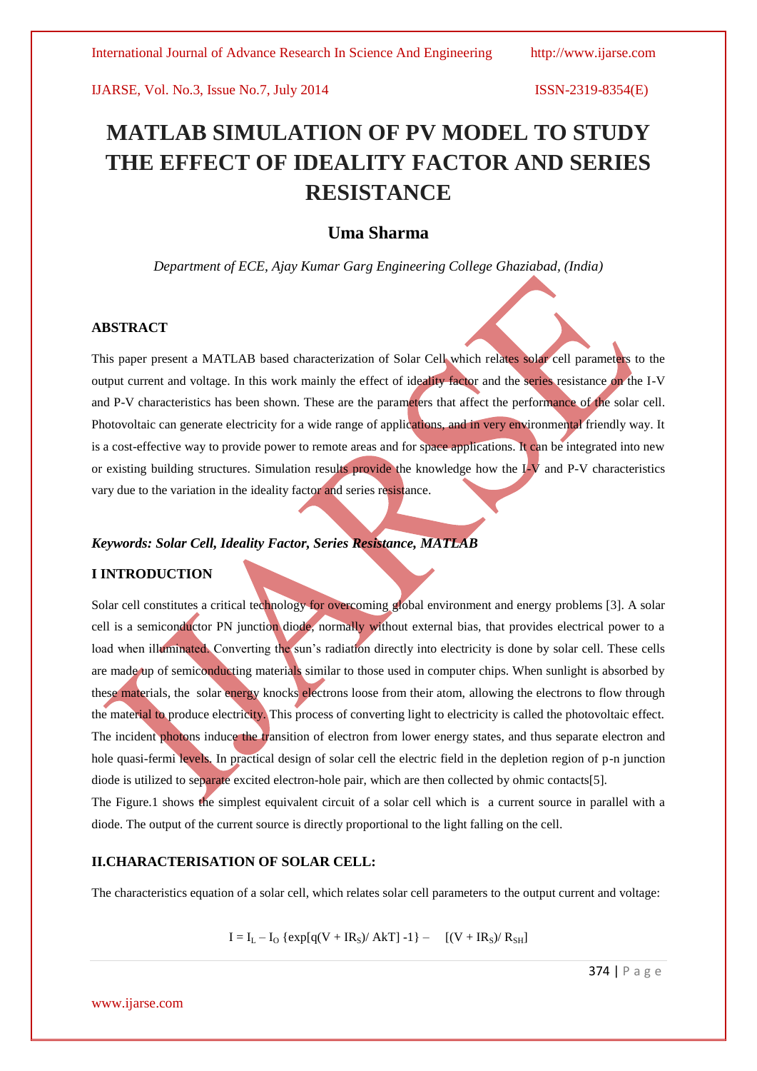# MATLAB SIMULATION OF PV MODEL TO STUDY THE EFFECT OF IDEALITY FACTOR AND SERIES RESISTANCE

## Uma Sharma

*Department of ECE, Ajay Kumar Garg Engineering College Ghaziabad, (India)*

### ABSTRACT

This paper present a MATLAB based characterization of Solar Cell which relates solar cell parameters to the output current and voltage. In this work mainly the effect of ideality factor and the series resistance on the I-V and P-V characteristics has been shown. These are the parameters that affect the performance of the solar cell. Photovoltaic can generate electricity for a wide range of applications, and in very environmental friendly way. It is a cost-effective way to provide power to remote areas and for space applications. It can be integrated into new or existing building structures. Simulation results provide the knowledge how the I-V and P-V characteristics vary due to the variation in the ideality factor and series resistance.

***Keywords: Solar Cell, Ideality Factor, Series Resistance, MATLAB***

### I INTRODUCTION

Solar cell constitutes a critical technology for overcoming global environment and energy problems [3]. A solar cell is a semiconductor PN junction diode, normally without external bias, that provides electrical power to a load when illuminated. Converting the sun's radiation directly into electricity is done by solar cell. These cells are made up of semiconducting materials similar to those used in computer chips. When sunlight is absorbed by these materials, the solar energy knocks electrons loose from their atom, allowing the electrons to flow through the material to produce electricity. This process of converting light to electricity is called the photovoltaic effect. The incident photons induce the transition of electron from lower energy states, and thus separate electron and hole quasi-fermi levels. In practical design of solar cell the electric field in the depletion region of p-n junction diode is utilized to separate excited electron-hole pair, which are then collected by ohmic contacts[5].

The Figure.1 shows the simplest equivalent circuit of a solar cell which is a current source in parallel with a diode. The output of the current source is directly proportional to the light falling on the cell.

### II.CHARACTERISATION OF SOLAR CELL:

The characteristics equation of a solar cell, which relates solar cell parameters to the output current and voltage:

$$I = I_L - I_O \{\exp[q(V + IR_S)/ AkT] - 1\} - [(V + IR_S)/ R_{SH}]$$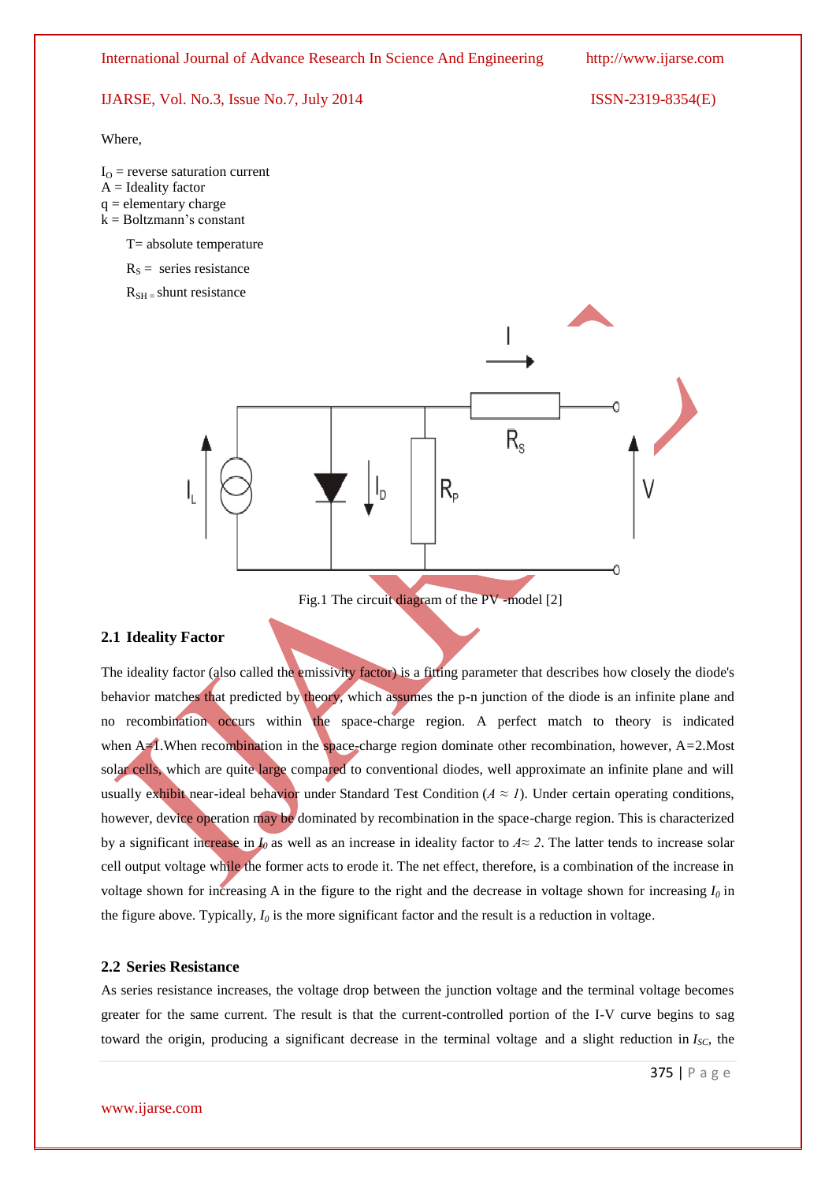Where,

$I_O$ = reverse saturation current
A = Ideality factor
q = elementary charge
k = Boltzmann's constant

T= absolute temperature

$R_S$ = series resistance

$R_{SH}$ = shunt resistance

Fig.1 The circuit diagram of the PV -model [2]

### 2.1 Ideality Factor

The ideality factor (also called the emissivity factor) is a fitting parameter that describes how closely the diode's behavior matches that predicted by theory, which assumes the p-n junction of the diode is an infinite plane and no recombination occurs within the space-charge region. A perfect match to theory is indicated when A=1.When recombination in the space-charge region dominate other recombination, however, A=2.Most solar cells, which are quite large compared to conventional diodes, well approximate an infinite plane and will usually exhibit near-ideal behavior under Standard Test Condition ($A \approx 1$). Under certain operating conditions, however, device operation may be dominated by recombination in the space-charge region. This is characterized by a significant increase in $I_0$ as well as an increase in ideality factor to $A \approx 2$. The latter tends to increase solar cell output voltage while the former acts to erode it. The net effect, therefore, is a combination of the increase in voltage shown for increasing A in the figure to the right and the decrease in voltage shown for increasing $I_0$ in the figure above. Typically, $I_0$ is the more significant factor and the result is a reduction in voltage.

### 2.2 Series Resistance

As series resistance increases, the voltage drop between the junction voltage and the terminal voltage becomes greater for the same current. The result is that the current-controlled portion of the I-V curve begins to sag toward the origin, producing a significant decrease in the terminal voltage and a slight reduction in $I_{SC}$, the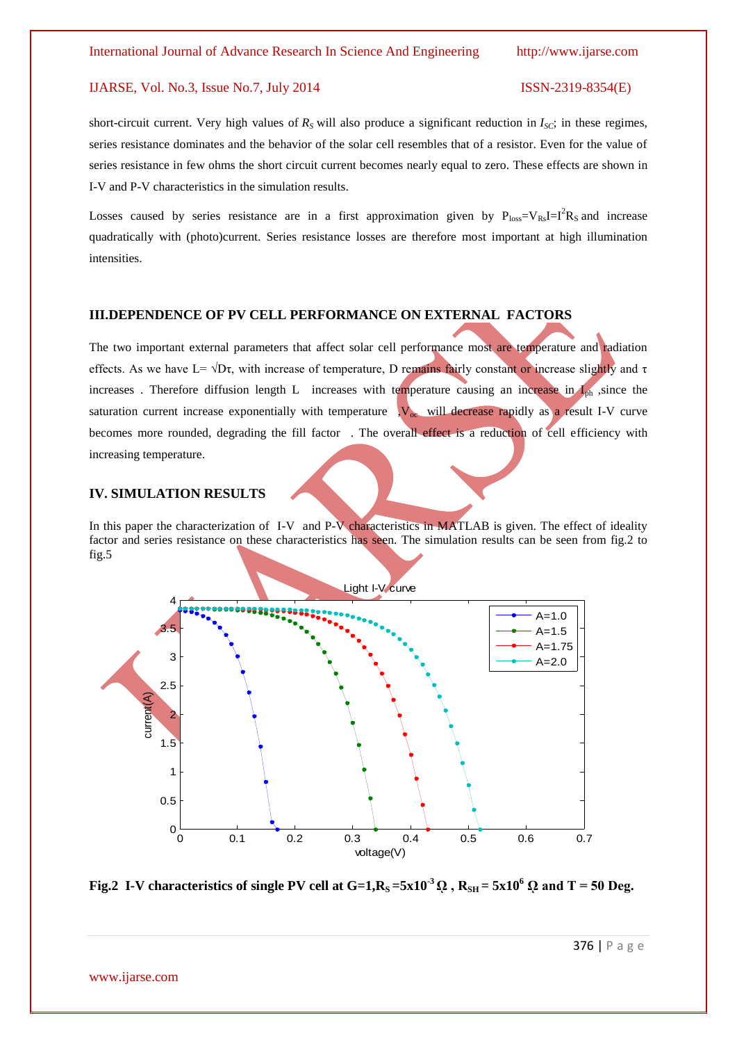short-circuit current. Very high values of $R_S$ will also produce a significant reduction in $I_{SC}$; in these regimes, series resistance dominates and the behavior of the solar cell resembles that of a resistor. Even for the value of series resistance in few ohms the short circuit current becomes nearly equal to zero. These effects are shown in I-V and P-V characteristics in the simulation results.

Losses caused by series resistance are in a first approximation given by $P_{loss}=V_{Rs}I=I^2R_S$ and increase quadratically with (photo)current. Series resistance losses are therefore most important at high illumination intensities.

## III.DEPENDENCE OF PV CELL PERFORMANCE ON EXTERNAL FACTORS

The two important external parameters that affect solar cell performance most are temperature and radiation effects. As we have $L=\sqrt{D\tau}$, with increase of temperature, D remains fairly constant or increase slightly and $\tau$ increases . Therefore diffusion length L increases with temperature causing an increase in $I_{ph}$ ,since the saturation current increase exponentially with temperature ,$V_{oc}$ will decrease rapidly as a result I-V curve becomes more rounded, degrading the fill factor . The overall effect is a reduction of cell efficiency with increasing temperature.

## IV. SIMULATION RESULTS

In this paper the characterization of I-V and P-V characteristics in MATLAB is given. The effect of ideality factor and series resistance on these characteristics has seen. The simulation results can be seen from fig.2 to fig.5

**Fig.2 I-V characteristics of single PV cell at G=1,$R_S$ =5x10$^{-3}$ Ω , $R_{SH}$ = 5x10$^6$ Ω and T = 50 Deg.**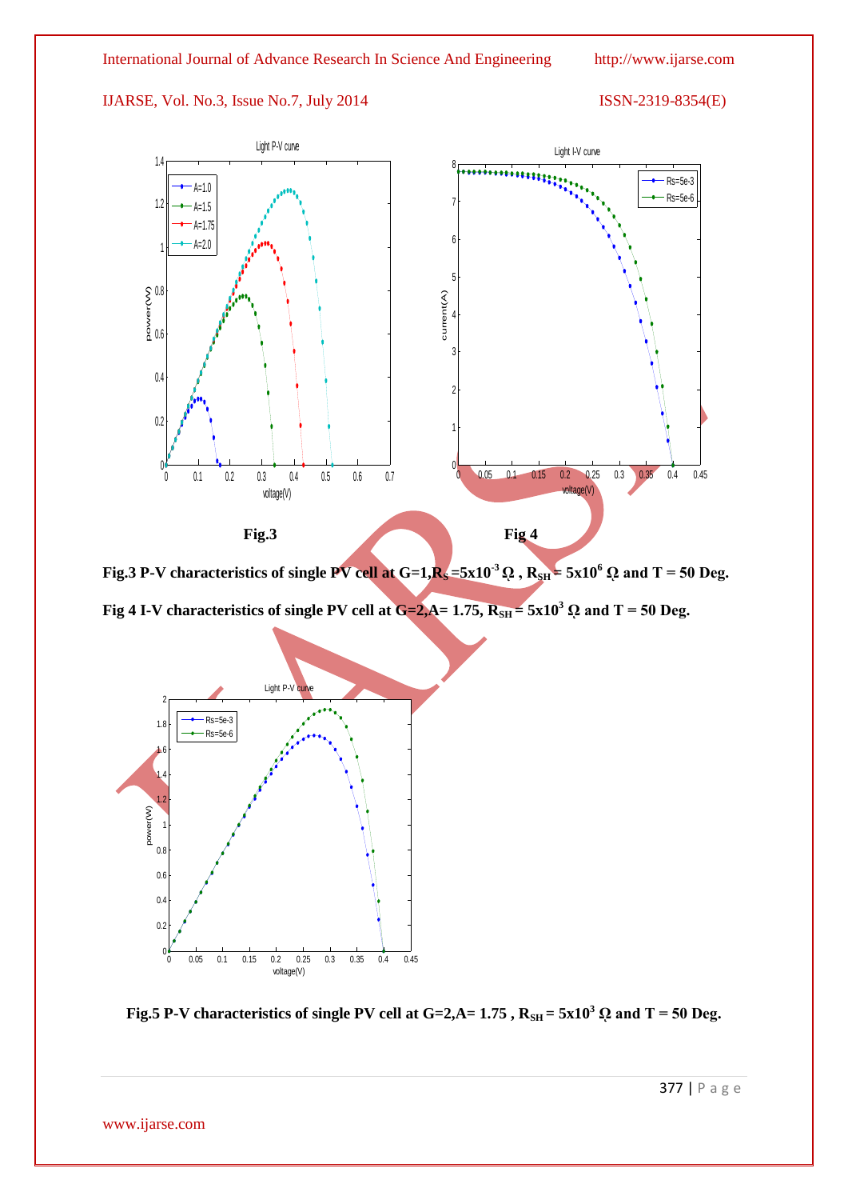**Fig.3** **Fig 4**

**Fig.3 P-V characteristics of single PV cell at G=1,$R_S$ =5x$10^{-3}$ Ω , $R_{SH}$ = 5x$10^6$ Ω and T = 50 Deg.**

**Fig 4 I-V characteristics of single PV cell at G=2,A= 1.75, $R_{SH}$ = 5x$10^3$ Ω and T = 50 Deg.**

**Fig.5 P-V characteristics of single PV cell at G=2,A= 1.75 , $R_{SH}$ = 5x$10^3$ Ω and T = 50 Deg.**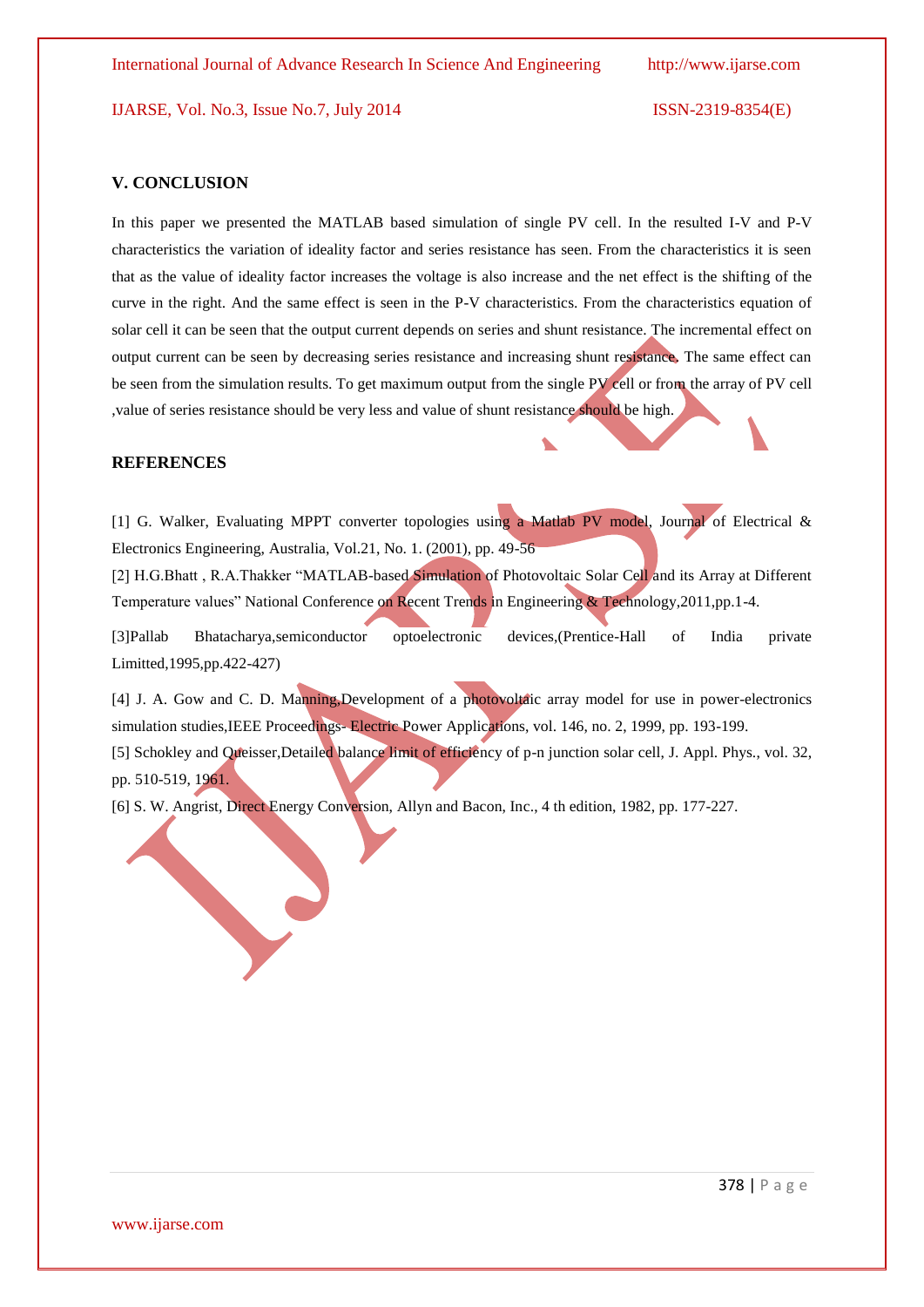## V. CONCLUSION

In this paper we presented the MATLAB based simulation of single PV cell. In the resulted I-V and P-V characteristics the variation of ideality factor and series resistance has seen. From the characteristics it is seen that as the value of ideality factor increases the voltage is also increase and the net effect is the shifting of the curve in the right. And the same effect is seen in the P-V characteristics. From the characteristics equation of solar cell it can be seen that the output current depends on series and shunt resistance. The incremental effect on output current can be seen by decreasing series resistance and increasing shunt resistance. The same effect can be seen from the simulation results. To get maximum output from the single PV cell or from the array of PV cell ,value of series resistance should be very less and value of shunt resistance should be high.

## REFERENCES

[1] G. Walker, Evaluating MPPT converter topologies using a Matlab PV model, Journal of Electrical & Electronics Engineering, Australia, Vol.21, No. 1. (2001), pp. 49-56

[2] H.G.Bhatt , R.A.Thakker "MATLAB-based Simulation of Photovoltaic Solar Cell and its Array at Different Temperature values" National Conference on Recent Trends in Engineering & Technology,2011,pp.1-4.

[3]Pallab Bhatacharya,semiconductor optoelectronic devices,(Prentice-Hall of India private Limitted,1995,pp.422-427)

[4] J. A. Gow and C. D. Manning,Development of a photovoltaic array model for use in power-electronics simulation studies,IEEE Proceedings- Electric Power Applications, vol. 146, no. 2, 1999, pp. 193-199.

[5] Schokley and Queisser,Detailed balance limit of efficiency of p-n junction solar cell, J. Appl. Phys., vol. 32, pp. 510-519, 1961.

[6] S. W. Angrist, Direct Energy Conversion, Allyn and Bacon, Inc., 4 th edition, 1982, pp. 177-227.